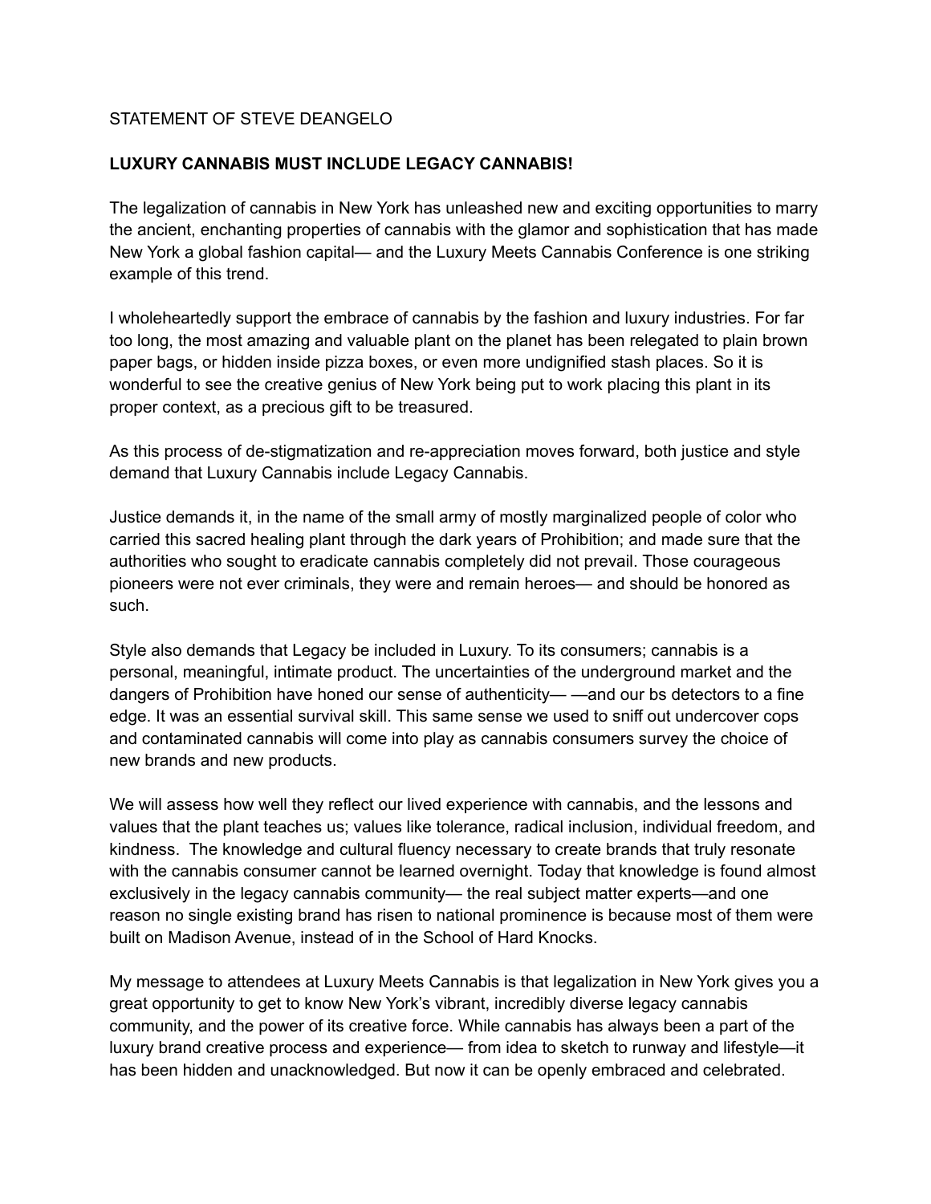STATEMENT OF STEVE DEANGELO

**LUXURY CANNABIS MUST INCLUDE LEGACY CANNABIS!**

The legalization of cannabis in New York has unleashed new and exciting opportunities to marry the ancient, enchanting properties of cannabis with the glamor and sophistication that has made New York a global fashion capital— and the Luxury Meets Cannabis Conference is one striking example of this trend.

I wholeheartedly support the embrace of cannabis by the fashion and luxury industries. For far too long, the most amazing and valuable plant on the planet has been relegated to plain brown paper bags, or hidden inside pizza boxes, or even more undignified stash places. So it is wonderful to see the creative genius of New York being put to work placing this plant in its proper context, as a precious gift to be treasured.

As this process of de-stigmatization and re-appreciation moves forward, both justice and style demand that Luxury Cannabis include Legacy Cannabis.

Justice demands it, in the name of the small army of mostly marginalized people of color who carried this sacred healing plant through the dark years of Prohibition; and made sure that the authorities who sought to eradicate cannabis completely did not prevail. Those courageous pioneers were not ever criminals, they were and remain heroes— and should be honored as such.

Style also demands that Legacy be included in Luxury. To its consumers; cannabis is a personal, meaningful, intimate product. The uncertainties of the underground market and the dangers of Prohibition have honed our sense of authenticity— —and our bs detectors to a fine edge. It was an essential survival skill. This same sense we used to sniff out undercover cops and contaminated cannabis will come into play as cannabis consumers survey the choice of new brands and new products.

We will assess how well they reflect our lived experience with cannabis, and the lessons and values that the plant teaches us; values like tolerance, radical inclusion, individual freedom, and kindness. The knowledge and cultural fluency necessary to create brands that truly resonate with the cannabis consumer cannot be learned overnight. Today that knowledge is found almost exclusively in the legacy cannabis community— the real subject matter experts—and one reason no single existing brand has risen to national prominence is because most of them were built on Madison Avenue, instead of in the School of Hard Knocks.

My message to attendees at Luxury Meets Cannabis is that legalization in New York gives you a great opportunity to get to know New York's vibrant, incredibly diverse legacy cannabis community, and the power of its creative force. While cannabis has always been a part of the luxury brand creative process and experience— from idea to sketch to runway and lifestyle—it has been hidden and unacknowledged. But now it can be openly embraced and celebrated.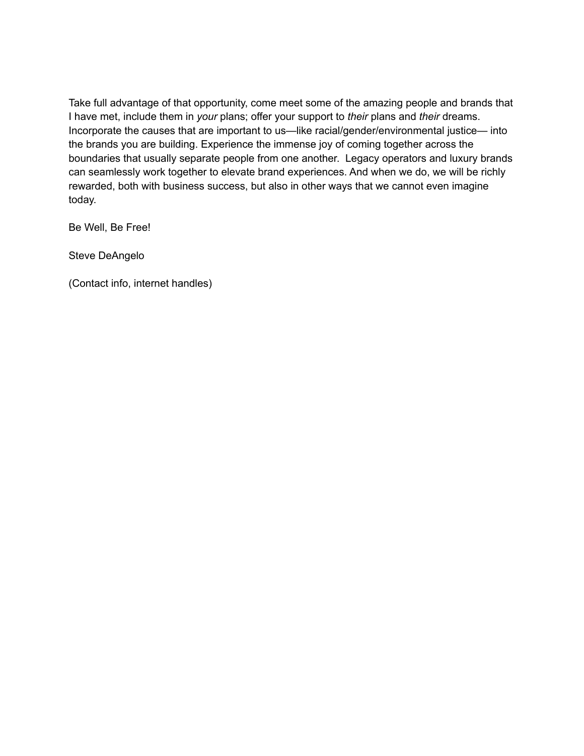Take full advantage of that opportunity, come meet some of the amazing people and brands that I have met, include them in *your* plans; offer your support to *their* plans and *their* dreams. Incorporate the causes that are important to us—like racial/gender/environmental justice— into the brands you are building. Experience the immense joy of coming together across the boundaries that usually separate people from one another.  Legacy operators and luxury brands can seamlessly work together to elevate brand experiences. And when we do, we will be richly rewarded, both with business success, but also in other ways that we cannot even imagine today.

Be Well, Be Free!

Steve DeAngelo

(Contact info, internet handles)